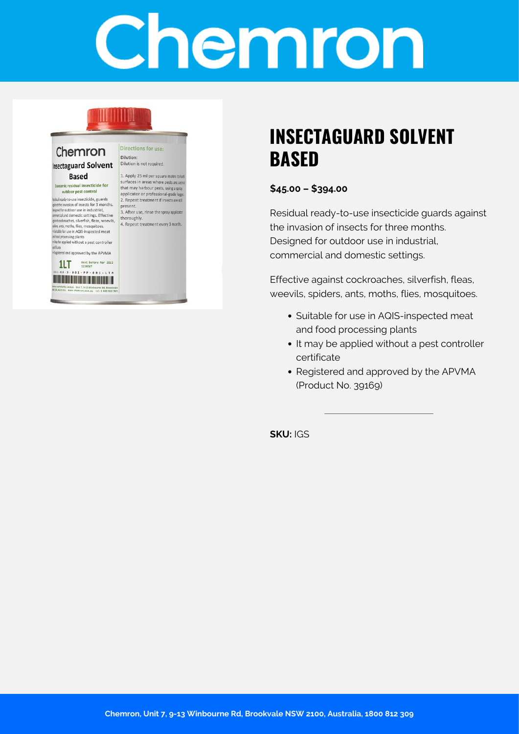# Chemron

## INSECTAGUARD SOLVENT BASED

**$45.00 – $394.00**

Residual ready-to-use insecticide guards against the invasion of insects for three months. Designed for outdoor use in industrial, commercial and domestic settings.

Effective against cockroaches, silverfish, fleas, weevils, spiders, ants, moths, flies, mosquitoes.

- Suitable for use in AQIS-inspected meat and food processing plants
- It may be applied without a pest controller certificate
- Registered and approved by the APVMA (Product No. 39169)

---

**SKU:** IGS

Chemron, Unit 7, 9-13 Winbourne Rd, Brookvale NSW 2100, Australia, 1800 812 309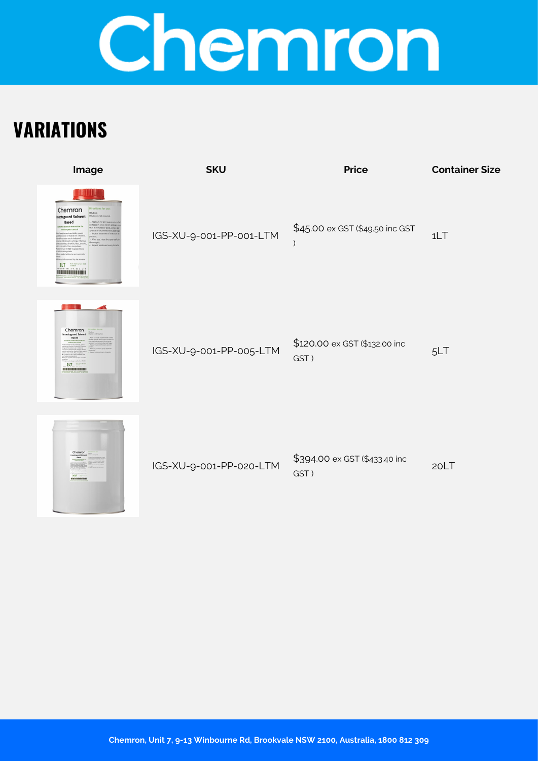# VARIATIONS

| Image | SKU | Price | Container Size |
| --- | --- | --- | --- |
| | IGS-XU-9-001-PP-001-LTM | $45.00 ex GST ($49.50 inc GST ) | 1LT |
| | IGS-XU-9-001-PP-005-LTM | $120.00 ex GST ($132.00 inc GST ) | 5LT |
| | IGS-XU-9-001-PP-020-LTM | $394.00 ex GST ($433.40 inc GST ) | 20LT |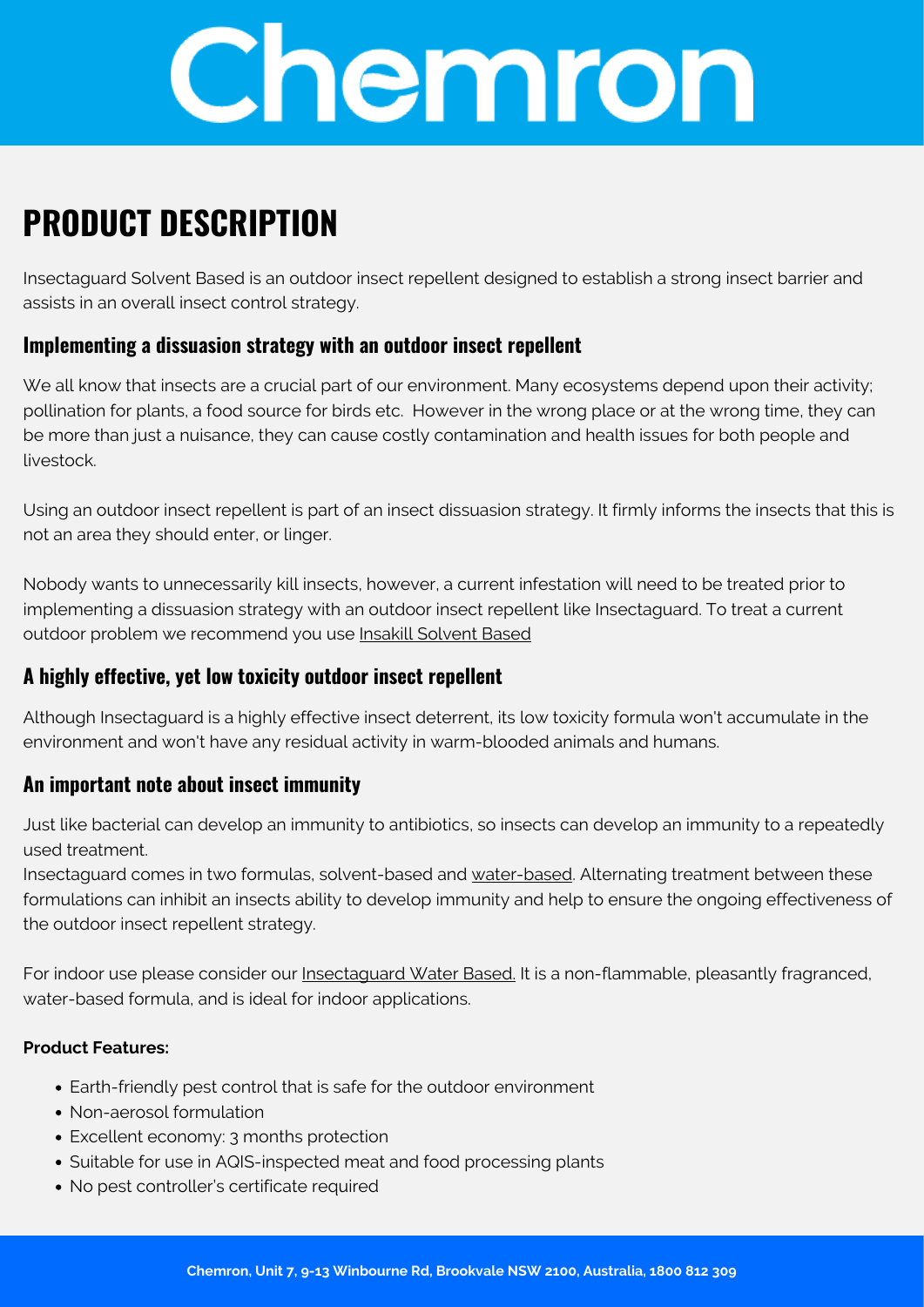# PRODUCT DESCRIPTION

Insectaguard Solvent Based is an outdoor insect repellent designed to establish a strong insect barrier and assists in an overall insect control strategy.

## Implementing a dissuasion strategy with an outdoor insect repellent

We all know that insects are a crucial part of our environment. Many ecosystems depend upon their activity; pollination for plants, a food source for birds etc. However in the wrong place or at the wrong time, they can be more than just a nuisance, they can cause costly contamination and health issues for both people and livestock.

Using an outdoor insect repellent is part of an insect dissuasion strategy. It firmly informs the insects that this is not an area they should enter, or linger.

Nobody wants to unnecessarily kill insects, however, a current infestation will need to be treated prior to implementing a dissuasion strategy with an outdoor insect repellent like Insectaguard. To treat a current outdoor problem we recommend you use Insakill Solvent Based

## A highly effective, yet low toxicity outdoor insect repellent

Although Insectaguard is a highly effective insect deterrent, its low toxicity formula won't accumulate in the environment and won't have any residual activity in warm-blooded animals and humans.

## An important note about insect immunity

Just like bacterial can develop an immunity to antibiotics, so insects can develop an immunity to a repeatedly used treatment.
Insectaguard comes in two formulas, solvent-based and water-based. Alternating treatment between these formulations can inhibit an insects ability to develop immunity and help to ensure the ongoing effectiveness of the outdoor insect repellent strategy.

For indoor use please consider our Insectaguard Water Based. It is a non-flammable, pleasantly fragranced, water-based formula, and is ideal for indoor applications.

**Product Features:**

- Earth-friendly pest control that is safe for the outdoor environment
- Non-aerosol formulation
- Excellent economy: 3 months protection
- Suitable for use in AQIS-inspected meat and food processing plants
- No pest controller's certificate required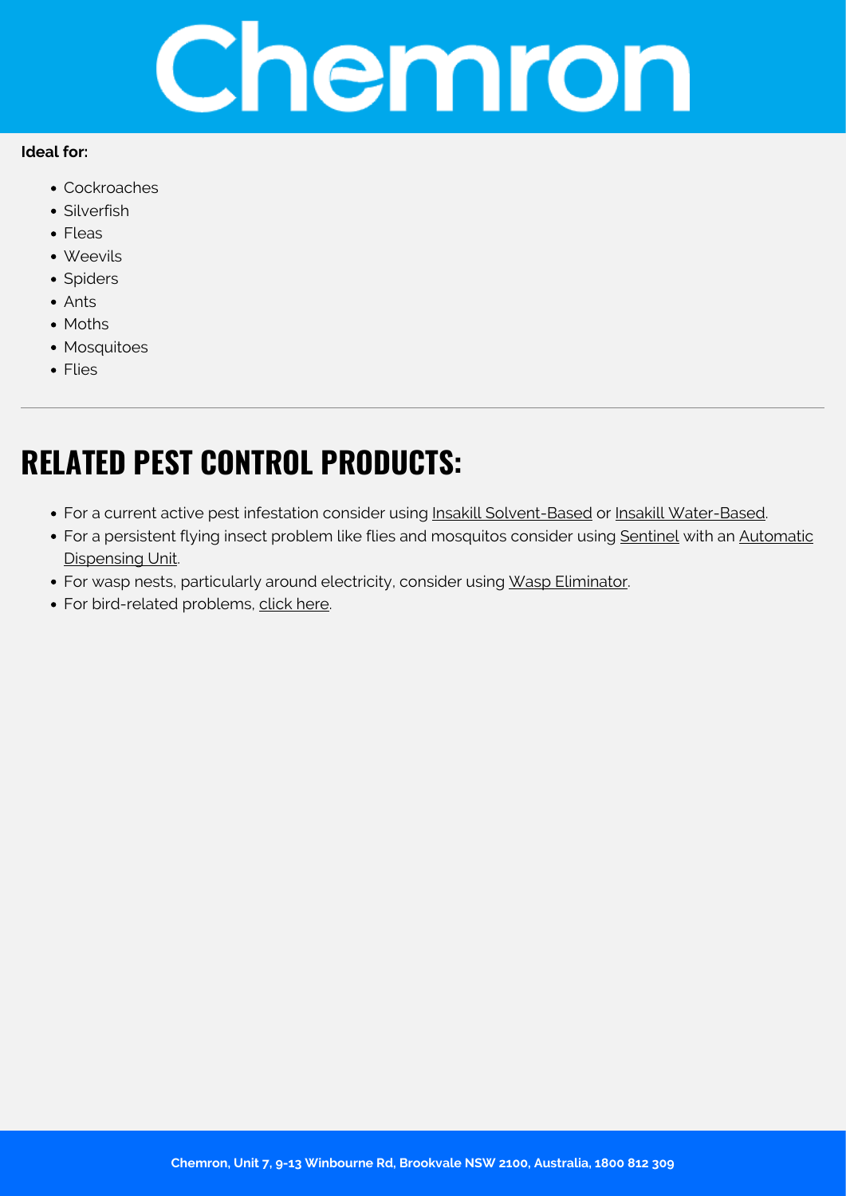**Ideal for:**

- Cockroaches
- Silverfish
- Fleas
- Weevils
- Spiders
- Ants
- Moths
- Mosquitoes
- Flies

---

## RELATED PEST CONTROL PRODUCTS:

- For a current active pest infestation consider using Insakill Solvent-Based or Insakill Water-Based.
- For a persistent flying insect problem like flies and mosquitos consider using Sentinel with an Automatic Dispensing Unit.
- For wasp nests, particularly around electricity, consider using Wasp Eliminator.
- For bird-related problems, click here.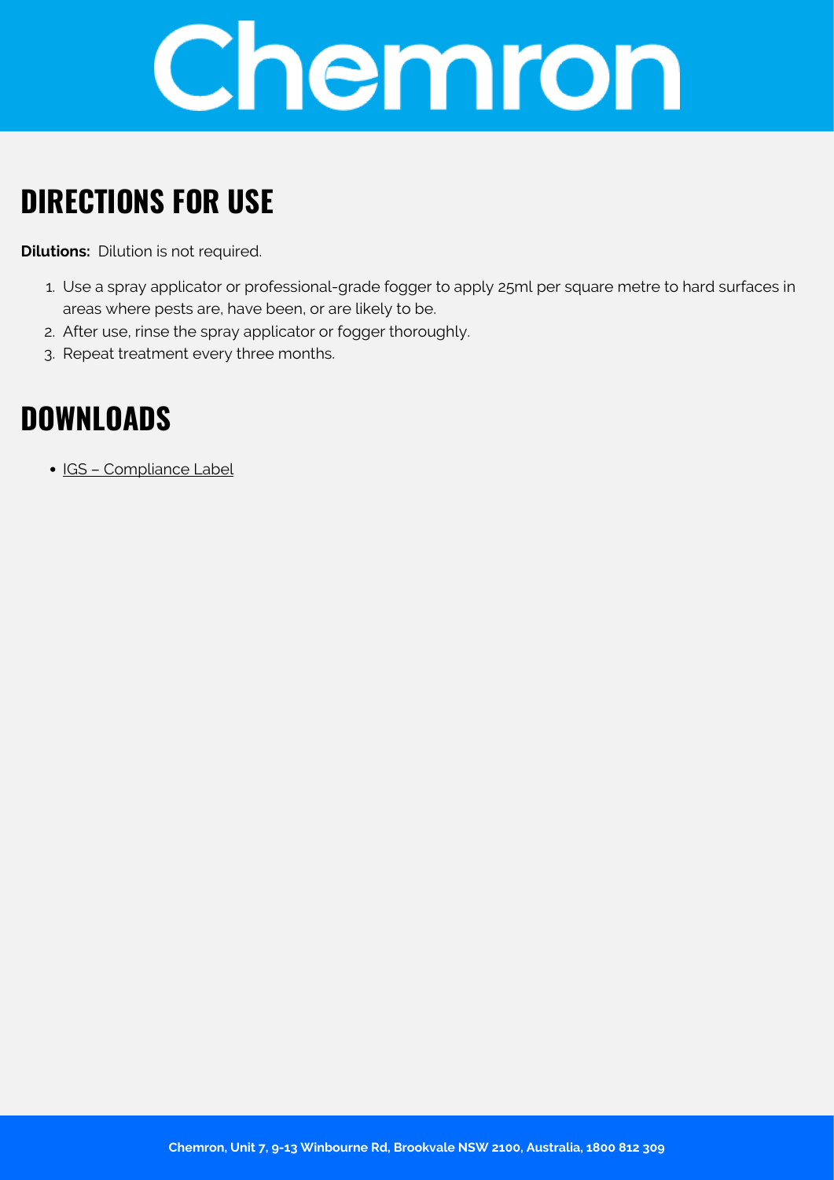# Chemron

## DIRECTIONS FOR USE

**Dilutions:** Dilution is not required.

1. Use a spray applicator or professional-grade fogger to apply 25ml per square metre to hard surfaces in areas where pests are, have been, or are likely to be.
2. After use, rinse the spray applicator or fogger thoroughly.
3. Repeat treatment every three months.

## DOWNLOADS

- IGS – Compliance Label

**Chemron, Unit 7, 9-13 Winbourne Rd, Brookvale NSW 2100, Australia, 1800 812 309**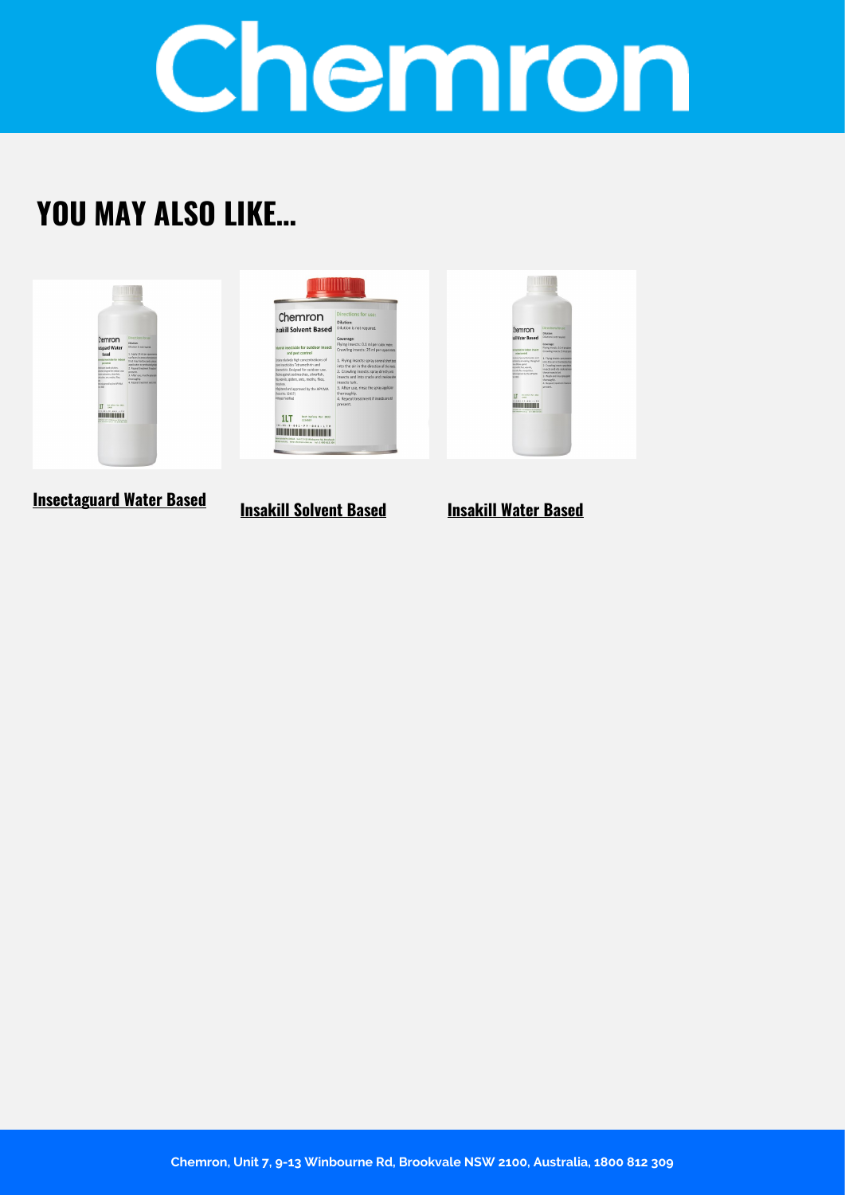# Chemron

## YOU MAY ALSO LIKE...

**Insectaguard Water Based**

**Insakill Solvent Based**

**Insakill Water Based**

Chemron, Unit 7, 9-13 Winbourne Rd, Brookvale NSW 2100, Australia, 1800 812 309